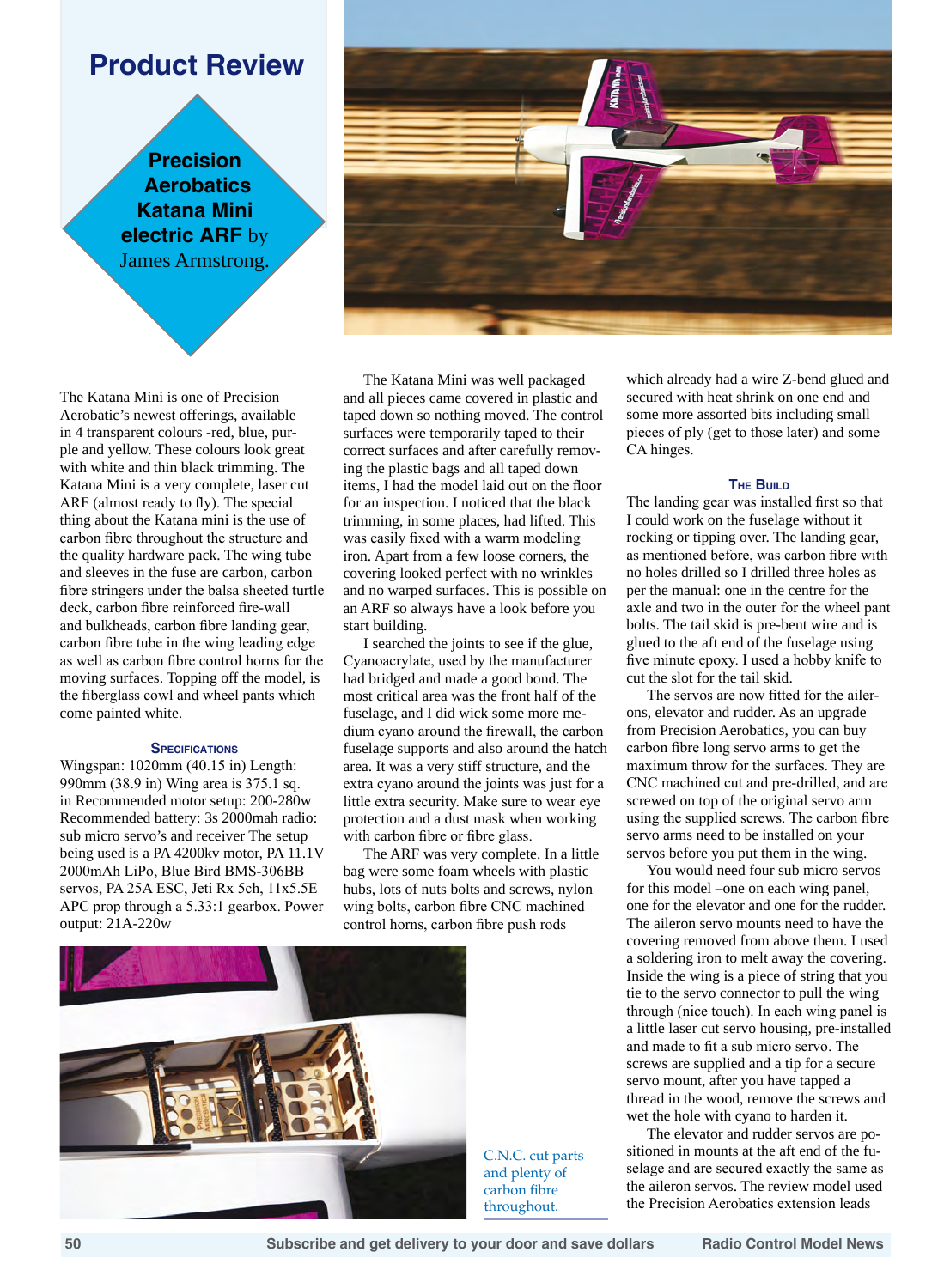# Product Review

## Precision Aerobatics Katana Mini electric ARF by James Armstrong.

The Katana Mini is one of Precision Aerobatic's newest offerings, available in 4 transparent colours -red, blue, purple and yellow. These colours look great with white and thin black trimming. The Katana Mini is a very complete, laser cut ARF (almost ready to fly). The special thing about the Katana mini is the use of carbon fibre throughout the structure and the quality hardware pack. The wing tube and sleeves in the fuse are carbon, carbon fibre stringers under the balsa sheeted turtle deck, carbon fibre reinforced fire-wall and bulkheads, carbon fibre landing gear, carbon fibre tube in the wing leading edge as well as carbon fibre control horns for the moving surfaces. Topping off the model, is the fiberglass cowl and wheel pants which come painted white.

### Specifications

Wingspan: 1020mm (40.15 in) Length: 990mm (38.9 in) Wing area is 375.1 sq. in Recommended motor setup: 200-280w Recommended battery: 3s 2000mah radio: sub micro servo's and receiver The setup being used is a PA 4200kv motor, PA 11.1V 2000mAh LiPo, Blue Bird BMS-306BB servos, PA 25A ESC, Jeti Rx 5ch, 11x5.5E APC prop through a 5.33:1 gearbox. Power output: 21A-220w

The Katana Mini was well packaged and all pieces came covered in plastic and taped down so nothing moved. The control surfaces were temporarily taped to their correct surfaces and after carefully removing the plastic bags and all taped down items, I had the model laid out on the floor for an inspection. I noticed that the black trimming, in some places, had lifted. This was easily fixed with a warm modeling iron. Apart from a few loose corners, the covering looked perfect with no wrinkles and no warped surfaces. This is possible on an ARF so always have a look before you start building.

I searched the joints to see if the glue, Cyanoacrylate, used by the manufacturer had bridged and made a good bond. The most critical area was the front half of the fuselage, and I did wick some more medium cyano around the firewall, the carbon fuselage supports and also around the hatch area. It was a very stiff structure, and the extra cyano around the joints was just for a little extra security. Make sure to wear eye protection and a dust mask when working with carbon fibre or fibre glass.

The ARF was very complete. In a little bag were some foam wheels with plastic hubs, lots of nuts bolts and screws, nylon wing bolts, carbon fibre CNC machined control horns, carbon fibre push rods which already had a wire Z-bend glued and secured with heat shrink on one end and some more assorted bits including small pieces of ply (get to those later) and some CA hinges.

### The Build

The landing gear was installed first so that I could work on the fuselage without it rocking or tipping over. The landing gear, as mentioned before, was carbon fibre with no holes drilled so I drilled three holes as per the manual: one in the centre for the axle and two in the outer for the wheel pant bolts. The tail skid is pre-bent wire and is glued to the aft end of the fuselage using five minute epoxy. I used a hobby knife to cut the slot for the tail skid.

The servos are now fitted for the ailerons, elevator and rudder. As an upgrade from Precision Aerobatics, you can buy carbon fibre long servo arms to get the maximum throw for the surfaces. They are CNC machined cut and pre-drilled, and are screwed on top of the original servo arm using the supplied screws. The carbon fibre servo arms need to be installed on your servos before you put them in the wing.

You would need four sub micro servos for this model –one on each wing panel, one for the elevator and one for the rudder. The aileron servo mounts need to have the covering removed from above them. I used a soldering iron to melt away the covering. Inside the wing is a piece of string that you tie to the servo connector to pull the wing through (nice touch). In each wing panel is a little laser cut servo housing, pre-installed and made to fit a sub micro servo. The screws are supplied and a tip for a secure servo mount, after you have tapped a thread in the wood, remove the screws and wet the hole with cyano to harden it.

The elevator and rudder servos are positioned in mounts at the aft end of the fuselage and are secured exactly the same as the aileron servos. The review model used the Precision Aerobatics extension leads

C.N.C. cut parts and plenty of carbon fibre throughout.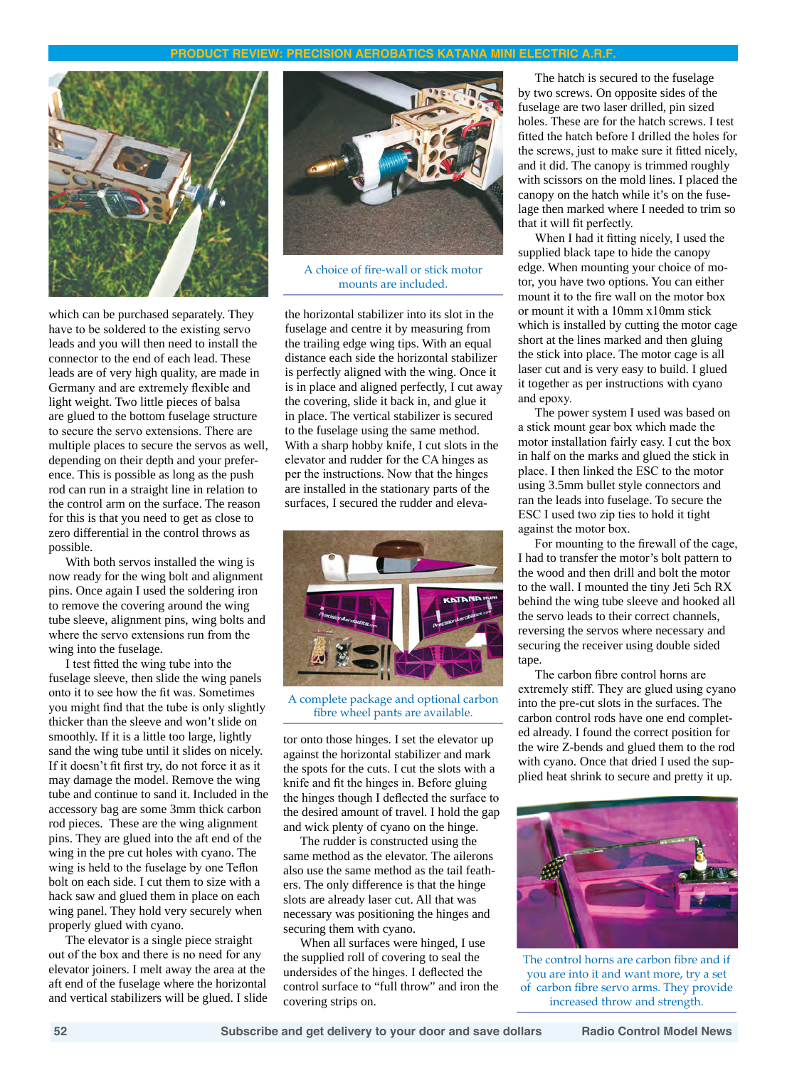which can be purchased separately. They have to be soldered to the existing servo leads and you will then need to install the connector to the end of each lead. These leads are of very high quality, are made in Germany and are extremely flexible and light weight. Two little pieces of balsa are glued to the bottom fuselage structure to secure the servo extensions. There are multiple places to secure the servos as well, depending on their depth and your preference. This is possible as long as the push rod can run in a straight line in relation to the control arm on the surface. The reason for this is that you need to get as close to zero differential in the control throws as possible.

With both servos installed the wing is now ready for the wing bolt and alignment pins. Once again I used the soldering iron to remove the covering around the wing tube sleeve, alignment pins, wing bolts and where the servo extensions run from the wing into the fuselage.

I test fitted the wing tube into the fuselage sleeve, then slide the wing panels onto it to see how the fit was. Sometimes you might find that the tube is only slightly thicker than the sleeve and won't slide on smoothly. If it is a little too large, lightly sand the wing tube until it slides on nicely. If it doesn't fit first try, do not force it as it may damage the model. Remove the wing tube and continue to sand it. Included in the accessory bag are some 3mm thick carbon rod pieces. These are the wing alignment pins. They are glued into the aft end of the wing in the pre cut holes with cyano. The wing is held to the fuselage by one Teflon bolt on each side. I cut them to size with a hack saw and glued them in place on each wing panel. They hold very securely when properly glued with cyano.

The elevator is a single piece straight out of the box and there is no need for any elevator joiners. I melt away the area at the aft end of the fuselage where the horizontal and vertical stabilizers will be glued. I slide the horizontal stabilizer into its slot in the fuselage and centre it by measuring from the trailing edge wing tips. With an equal distance each side the horizontal stabilizer is perfectly aligned with the wing. Once it is in place and aligned perfectly, I cut away the covering, slide it back in, and glue it in place. The vertical stabilizer is secured to the fuselage using the same method. With a sharp hobby knife, I cut slots in the elevator and rudder for the CA hinges as per the instructions. Now that the hinges are installed in the stationary parts of the surfaces, I secured the rudder and elevator onto those hinges. I set the elevator up against the horizontal stabilizer and mark the spots for the cuts. I cut the slots with a knife and fit the hinges in. Before gluing the hinges though I deflected the surface to the desired amount of travel. I hold the gap and wick plenty of cyano on the hinge.

A choice of fire-wall or stick motor mounts are included.

A complete package and optional carbon fibre wheel pants are available.

The rudder is constructed using the same method as the elevator. The ailerons also use the same method as the tail feathers. The only difference is that the hinge slots are already laser cut. All that was necessary was positioning the hinges and securing them with cyano.

When all surfaces were hinged, I use the supplied roll of covering to seal the undersides of the hinges. I deflected the control surface to "full throw" and iron the covering strips on.

The hatch is secured to the fuselage by two screws. On opposite sides of the fuselage are two laser drilled, pin sized holes. These are for the hatch screws. I test fitted the hatch before I drilled the holes for the screws, just to make sure it fitted nicely, and it did. The canopy is trimmed roughly with scissors on the mold lines. I placed the canopy on the hatch while it's on the fuselage then marked where I needed to trim so that it will fit perfectly.

When I had it fitting nicely, I used the supplied black tape to hide the canopy edge. When mounting your choice of motor, you have two options. You can either mount it to the fire wall on the motor box or mount it with a 10mm x10mm stick which is installed by cutting the motor cage short at the lines marked and then gluing the stick into place. The motor cage is all laser cut and is very easy to build. I glued it together as per instructions with cyano and epoxy.

The power system I used was based on a stick mount gear box which made the motor installation fairly easy. I cut the box in half on the marks and glued the stick in place. I then linked the ESC to the motor using 3.5mm bullet style connectors and ran the leads into fuselage. To secure the ESC I used two zip ties to hold it tight against the motor box.

For mounting to the firewall of the cage, I had to transfer the motor's bolt pattern to the wood and then drill and bolt the motor to the wall. I mounted the tiny Jeti 5ch RX behind the wing tube sleeve and hooked all the servo leads to their correct channels, reversing the servos where necessary and securing the receiver using double sided tape.

The carbon fibre control horns are extremely stiff. They are glued using cyano into the pre-cut slots in the surfaces. The carbon control rods have one end completed already. I found the correct position for the wire Z-bends and glued them to the rod with cyano. Once that dried I used the supplied heat shrink to secure and pretty it up.

The control horns are carbon fibre and if you are into it and want more, try a set of carbon fibre servo arms. They provide increased throw and strength.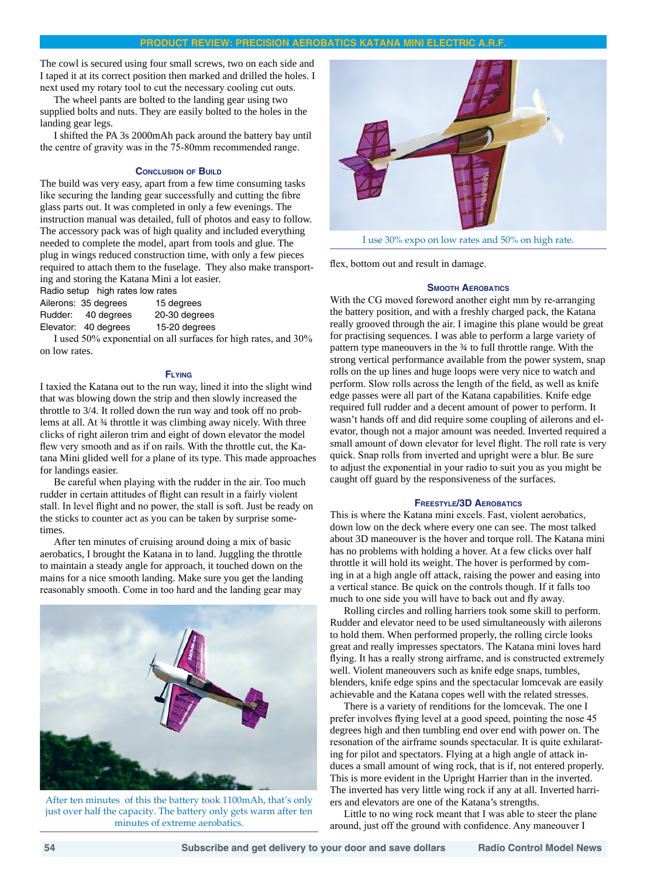The cowl is secured using four small screws, two on each side and I taped it at its correct position then marked and drilled the holes. I next used my rotary tool to cut the necessary cooling cut outs.

The wheel pants are bolted to the landing gear using two supplied bolts and nuts. They are easily bolted to the holes in the landing gear legs.

I shifted the PA 3s 2000mAh pack around the battery bay until the centre of gravity was in the 75-80mm recommended range.

### Conclusion of Build

The build was very easy, apart from a few time consuming tasks like securing the landing gear successfully and cutting the fibre glass parts out. It was completed in only a few evenings. The instruction manual was detailed, full of photos and easy to follow. The accessory pack was of high quality and included everything needed to complete the model, apart from tools and glue. The plug in wings reduced construction time, with only a few pieces required to attach them to the fuselage. They also make transporting and storing the Katana Mini a lot easier.

| Radio setup | high rates | low rates |
|---|---|---|
| Ailerons: | 35 degrees | 15 degrees |
| Rudder: | 40 degrees | 20-30 degrees |
| Elevator: | 40 degrees | 15-20 degrees |

I used 50% exponential on all surfaces for high rates, and 30% on low rates.

### Flying

I taxied the Katana out to the run way, lined it into the slight wind that was blowing down the strip and then slowly increased the throttle to 3/4. It rolled down the run way and took off no problems at all. At ¾ throttle it was climbing away nicely. With three clicks of right aileron trim and eight of down elevator the model flew very smooth and as if on rails. With the throttle cut, the Katana Mini glided well for a plane of its type. This made approaches for landings easier.

Be careful when playing with the rudder in the air. Too much rudder in certain attitudes of flight can result in a fairly violent stall. In level flight and no power, the stall is soft. Just be ready on the sticks to counter act as you can be taken by surprise sometimes.

After ten minutes of cruising around doing a mix of basic aerobatics, I brought the Katana in to land. Juggling the throttle to maintain a steady angle for approach, it touched down on the mains for a nice smooth landing. Make sure you get the landing reasonably smooth. Come in too hard and the landing gear may flex, bottom out and result in damage.

After ten minutes of this the battery took 1100mAh, that's only just over half the capacity. The battery only gets warm after ten minutes of extreme aerobatics.

I use 30% expo on low rates and 50% on high rate.

### Smooth Aerobatics

With the CG moved foreword another eight mm by re-arranging the battery position, and with a freshly charged pack, the Katana really grooved through the air. I imagine this plane would be great for practising sequences. I was able to perform a large variety of pattern type maneuvers in the ¾ to full throttle range. With the strong vertical performance available from the power system, snap rolls on the up lines and huge loops were very nice to watch and perform. Slow rolls across the length of the field, as well as knife edge passes were all part of the Katana capabilities. Knife edge required full rudder and a decent amount of power to perform. It wasn't hands off and did require some coupling of ailerons and elevator, though not a major amount was needed. Inverted required a small amount of down elevator for level flight. The roll rate is very quick. Snap rolls from inverted and upright were a blur. Be sure to adjust the exponential in your radio to suit you as you might be caught off guard by the responsiveness of the surfaces.

### Freestyle/3D Aerobatics

This is where the Katana mini excels. Fast, violent aerobatics, down low on the deck where every one can see. The most talked about 3D maneouver is the hover and torque roll. The Katana mini has no problems with holding a hover. At a few clicks over half throttle it will hold its weight. The hover is performed by coming in at a high angle off attack, raising the power and easing into a vertical stance. Be quick on the controls though. If it falls too much to one side you will have to back out and fly away.

Rolling circles and rolling harriers took some skill to perform. Rudder and elevator need to be used simultaneously with ailerons to hold them. When performed properly, the rolling circle looks great and really impresses spectators. The Katana mini loves hard flying. It has a really strong airframe, and is constructed extremely well. Violent maneouvers such as knife edge snaps, tumbles, blenders, knife edge spins and the spectacular lomcevak are easily achievable and the Katana copes well with the related stresses.

There is a variety of renditions for the lomcevak. The one I prefer involves flying level at a good speed, pointing the nose 45 degrees high and then tumbling end over end with power on. The resonation of the airframe sounds spectacular. It is quite exhilarating for pilot and spectators. Flying at a high angle of attack induces a small amount of wing rock, that is if, not entered properly. This is more evident in the Upright Harrier than in the inverted. The inverted has very little wing rock if any at all. Inverted harriers and elevators are one of the Katana's strengths.

Little to no wing rock meant that I was able to steer the plane around, just off the ground with confidence. Any maneouver I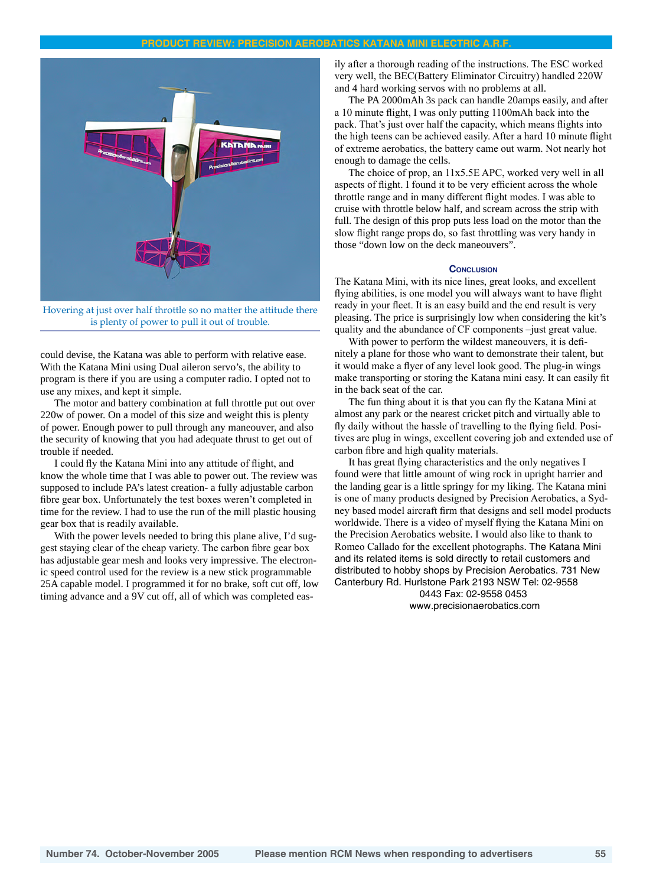Hovering at just over half throttle so no matter the attitude there is plenty of power to pull it out of trouble.

could devise, the Katana was able to perform with relative ease. With the Katana Mini using Dual aileron servo's, the ability to program is there if you are using a computer radio. I opted not to use any mixes, and kept it simple.

The motor and battery combination at full throttle put out over 220w of power. On a model of this size and weight this is plenty of power. Enough power to pull through any maneouver, and also the security of knowing that you had adequate thrust to get out of trouble if needed.

I could fly the Katana Mini into any attitude of flight, and know the whole time that I was able to power out. The review was supposed to include PA's latest creation- a fully adjustable carbon fibre gear box. Unfortunately the test boxes weren't completed in time for the review. I had to use the run of the mill plastic housing gear box that is readily available.

With the power levels needed to bring this plane alive, I'd suggest staying clear of the cheap variety. The carbon fibre gear box has adjustable gear mesh and looks very impressive. The electronic speed control used for the review is a new stick programmable 25A capable model. I programmed it for no brake, soft cut off, low timing advance and a 9V cut off, all of which was completed easily after a thorough reading of the instructions. The ESC worked very well, the BEC(Battery Eliminator Circuitry) handled 220W and 4 hard working servos with no problems at all.

The PA 2000mAh 3s pack can handle 20amps easily, and after a 10 minute flight, I was only putting 1100mAh back into the pack. That's just over half the capacity, which means flights into the high teens can be achieved easily. After a hard 10 minute flight of extreme aerobatics, the battery came out warm. Not nearly hot enough to damage the cells.

The choice of prop, an 11x5.5E APC, worked very well in all aspects of flight. I found it to be very efficient across the whole throttle range and in many different flight modes. I was able to cruise with throttle below half, and scream across the strip with full. The design of this prop puts less load on the motor than the slow flight range props do, so fast throttling was very handy in those "down low on the deck maneouvers".

### Conclusion

The Katana Mini, with its nice lines, great looks, and excellent flying abilities, is one model you will always want to have flight ready in your fleet. It is an easy build and the end result is very pleasing. The price is surprisingly low when considering the kit's quality and the abundance of CF components –just great value.

With power to perform the wildest maneouvers, it is definitely a plane for those who want to demonstrate their talent, but it would make a flyer of any level look good. The plug-in wings make transporting or storing the Katana mini easy. It can easily fit in the back seat of the car.

The fun thing about it is that you can fly the Katana Mini at almost any park or the nearest cricket pitch and virtually able to fly daily without the hassle of travelling to the flying field. Positives are plug in wings, excellent covering job and extended use of carbon fibre and high quality materials.

It has great flying characteristics and the only negatives I found were that little amount of wing rock in upright harrier and the landing gear is a little springy for my liking. The Katana mini is one of many products designed by Precision Aerobatics, a Sydney based model aircraft firm that designs and sell model products worldwide. There is a video of myself flying the Katana Mini on the Precision Aerobatics website. I would also like to thank to Romeo Callado for the excellent photographs. The Katana Mini and its related items is sold directly to retail customers and distributed to hobby shops by Precision Aerobatics. 731 New Canterbury Rd. Hurlstone Park 2193 NSW Tel: 02-9558 0443 Fax: 02-9558 0453 www.precisionaerobatics.com